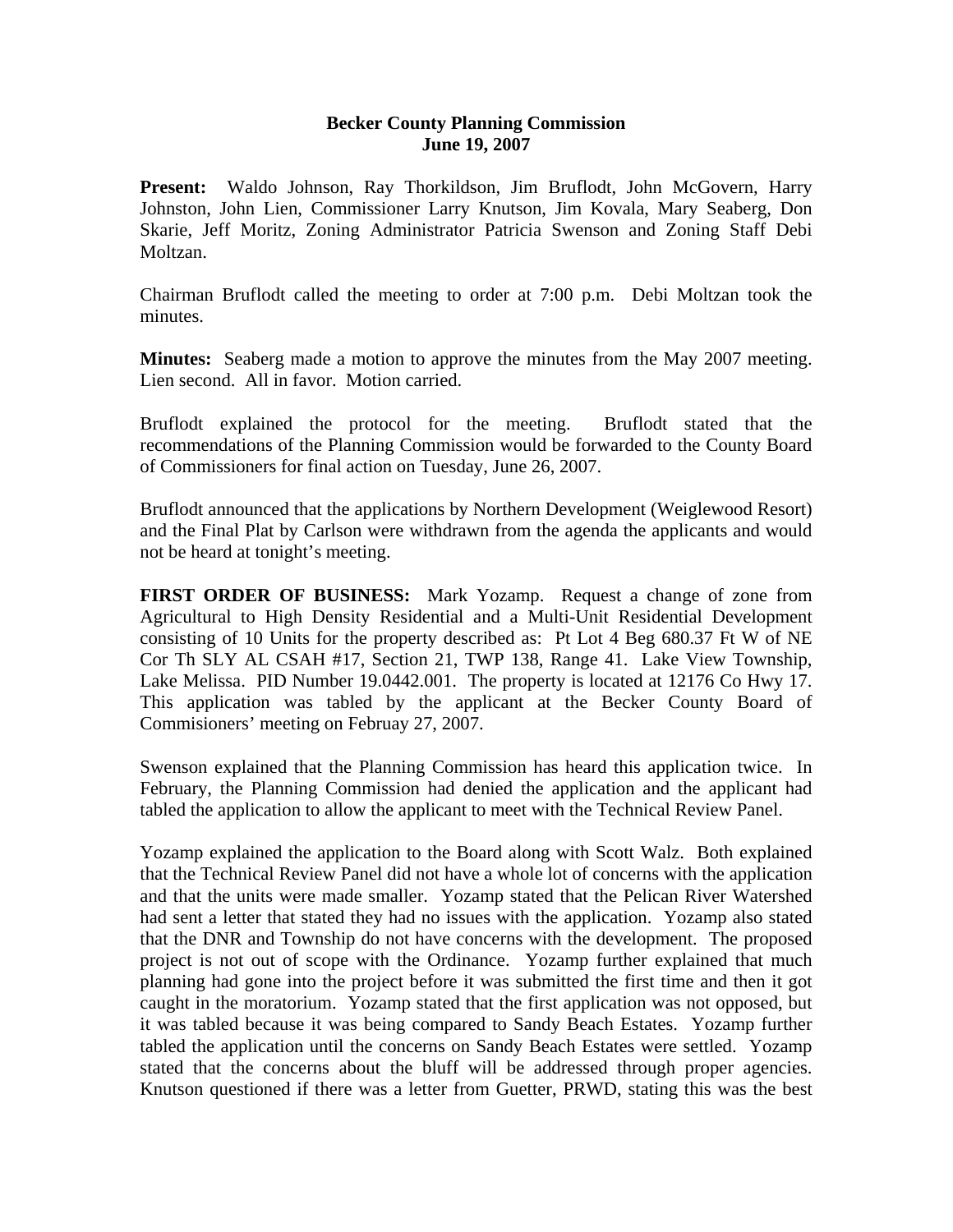**Becker County Planning Commission**
**June 19, 2007**

**Present:** Waldo Johnson, Ray Thorkildson, Jim Bruflodt, John McGovern, Harry Johnston, John Lien, Commissioner Larry Knutson, Jim Kovala, Mary Seaberg, Don Skarie, Jeff Moritz, Zoning Administrator Patricia Swenson and Zoning Staff Debi Moltzan.

Chairman Bruflodt called the meeting to order at 7:00 p.m. Debi Moltzan took the minutes.

**Minutes:** Seaberg made a motion to approve the minutes from the May 2007 meeting. Lien second. All in favor. Motion carried.

Bruflodt explained the protocol for the meeting. Bruflodt stated that the recommendations of the Planning Commission would be forwarded to the County Board of Commissioners for final action on Tuesday, June 26, 2007.

Bruflodt announced that the applications by Northern Development (Weiglewood Resort) and the Final Plat by Carlson were withdrawn from the agenda the applicants and would not be heard at tonight's meeting.

**FIRST ORDER OF BUSINESS:** Mark Yozamp. Request a change of zone from Agricultural to High Density Residential and a Multi-Unit Residential Development consisting of 10 Units for the property described as: Pt Lot 4 Beg 680.37 Ft W of NE Cor Th SLY AL CSAH #17, Section 21, TWP 138, Range 41. Lake View Township, Lake Melissa. PID Number 19.0442.001. The property is located at 12176 Co Hwy 17. This application was tabled by the applicant at the Becker County Board of Commisioners' meeting on Februay 27, 2007.

Swenson explained that the Planning Commission has heard this application twice. In February, the Planning Commission had denied the application and the applicant had tabled the application to allow the applicant to meet with the Technical Review Panel.

Yozamp explained the application to the Board along with Scott Walz. Both explained that the Technical Review Panel did not have a whole lot of concerns with the application and that the units were made smaller. Yozamp stated that the Pelican River Watershed had sent a letter that stated they had no issues with the application. Yozamp also stated that the DNR and Township do not have concerns with the development. The proposed project is not out of scope with the Ordinance. Yozamp further explained that much planning had gone into the project before it was submitted the first time and then it got caught in the moratorium. Yozamp stated that the first application was not opposed, but it was tabled because it was being compared to Sandy Beach Estates. Yozamp further tabled the application until the concerns on Sandy Beach Estates were settled. Yozamp stated that the concerns about the bluff will be addressed through proper agencies. Knutson questioned if there was a letter from Guetter, PRWD, stating this was the best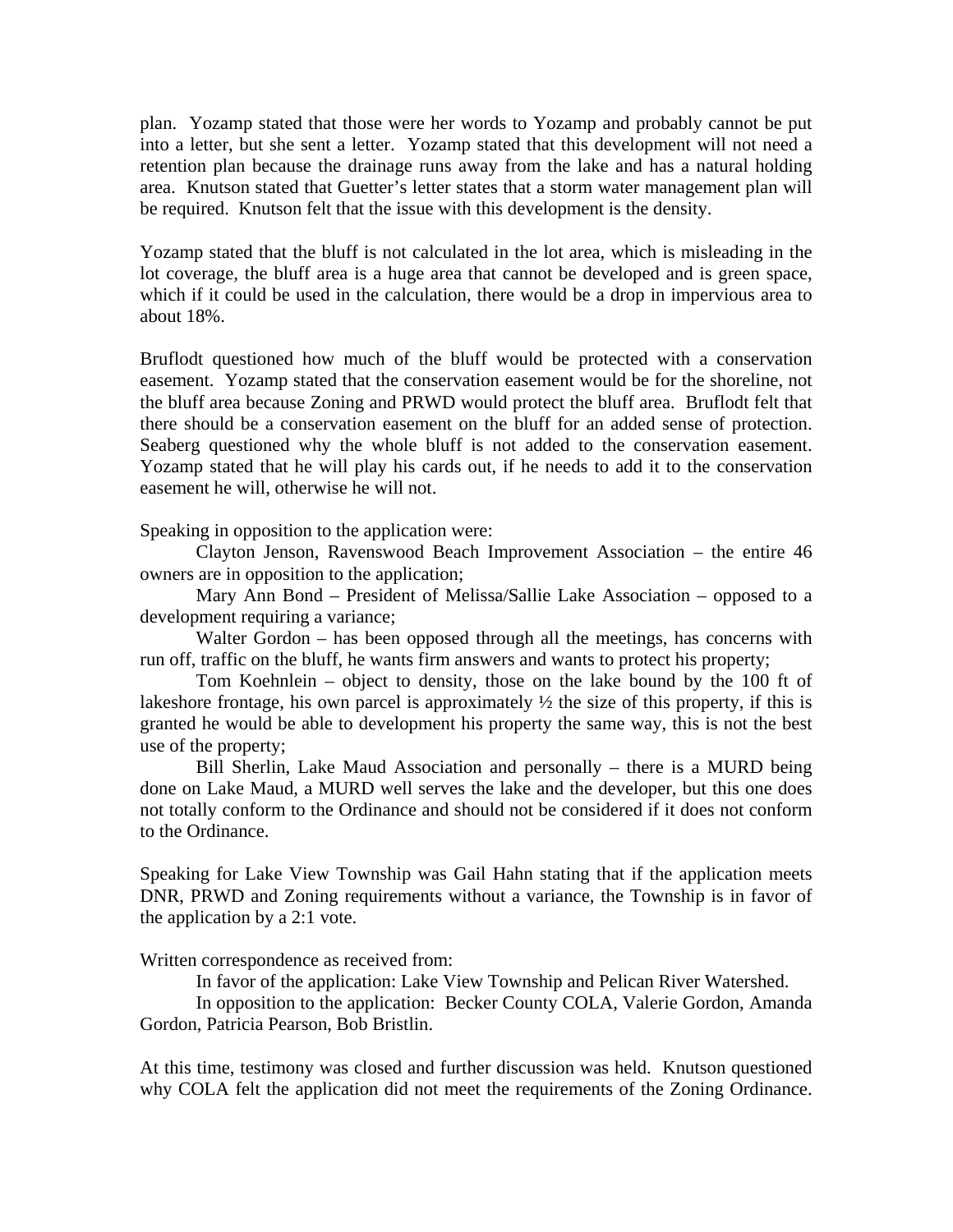plan. Yozamp stated that those were her words to Yozamp and probably cannot be put into a letter, but she sent a letter. Yozamp stated that this development will not need a retention plan because the drainage runs away from the lake and has a natural holding area. Knutson stated that Guetter's letter states that a storm water management plan will be required. Knutson felt that the issue with this development is the density.

Yozamp stated that the bluff is not calculated in the lot area, which is misleading in the lot coverage, the bluff area is a huge area that cannot be developed and is green space, which if it could be used in the calculation, there would be a drop in impervious area to about 18%.

Bruflodt questioned how much of the bluff would be protected with a conservation easement. Yozamp stated that the conservation easement would be for the shoreline, not the bluff area because Zoning and PRWD would protect the bluff area. Bruflodt felt that there should be a conservation easement on the bluff for an added sense of protection. Seaberg questioned why the whole bluff is not added to the conservation easement. Yozamp stated that he will play his cards out, if he needs to add it to the conservation easement he will, otherwise he will not.

Speaking in opposition to the application were:

Clayton Jenson, Ravenswood Beach Improvement Association – the entire 46 owners are in opposition to the application;

Mary Ann Bond – President of Melissa/Sallie Lake Association – opposed to a development requiring a variance;

Walter Gordon – has been opposed through all the meetings, has concerns with run off, traffic on the bluff, he wants firm answers and wants to protect his property;

Tom Koehnlein – object to density, those on the lake bound by the 100 ft of lakeshore frontage, his own parcel is approximately ½ the size of this property, if this is granted he would be able to development his property the same way, this is not the best use of the property;

Bill Sherlin, Lake Maud Association and personally – there is a MURD being done on Lake Maud, a MURD well serves the lake and the developer, but this one does not totally conform to the Ordinance and should not be considered if it does not conform to the Ordinance.

Speaking for Lake View Township was Gail Hahn stating that if the application meets DNR, PRWD and Zoning requirements without a variance, the Township is in favor of the application by a 2:1 vote.

Written correspondence as received from:

In favor of the application: Lake View Township and Pelican River Watershed.

In opposition to the application: Becker County COLA, Valerie Gordon, Amanda Gordon, Patricia Pearson, Bob Bristlin.

At this time, testimony was closed and further discussion was held. Knutson questioned why COLA felt the application did not meet the requirements of the Zoning Ordinance.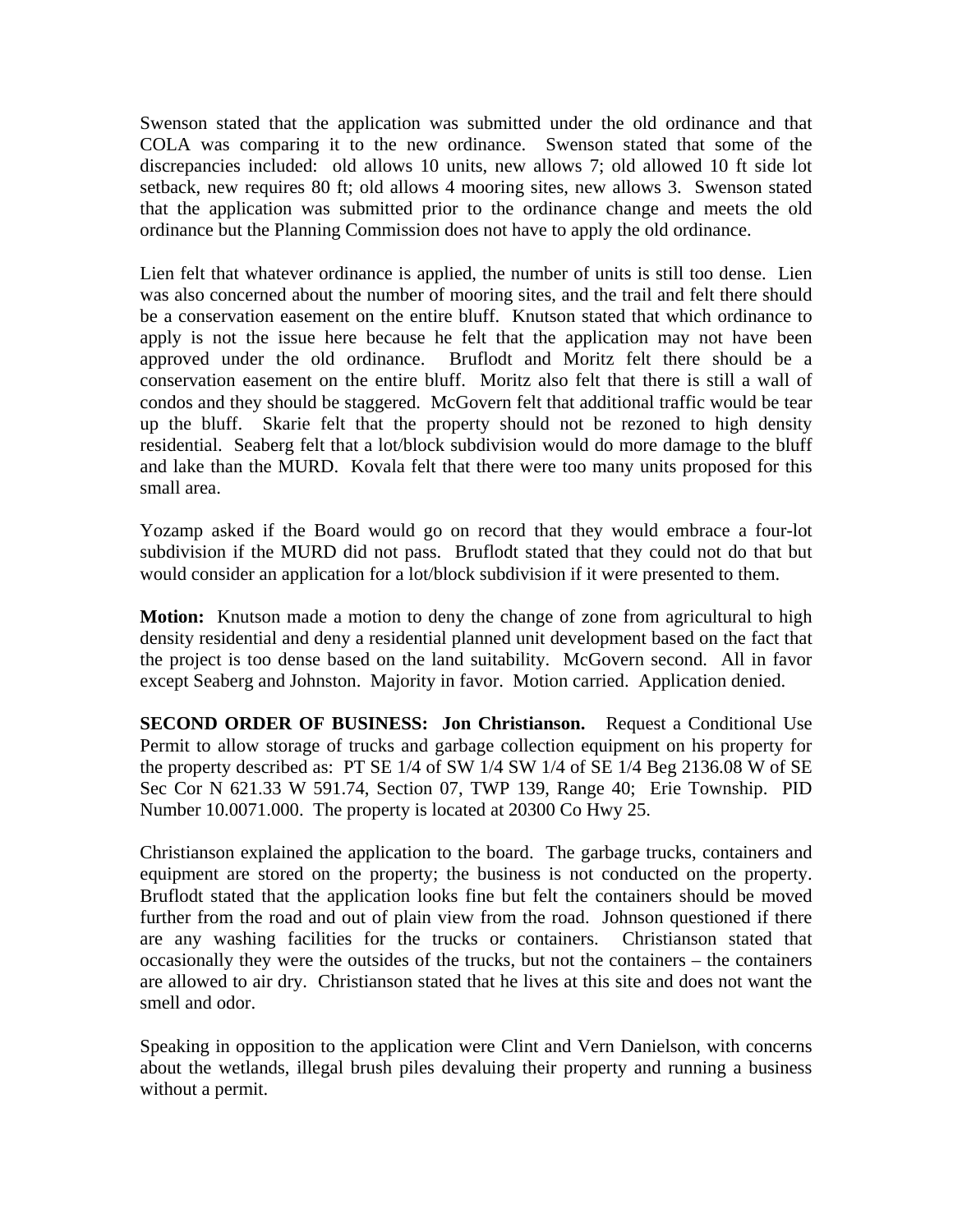Swenson stated that the application was submitted under the old ordinance and that COLA was comparing it to the new ordinance. Swenson stated that some of the discrepancies included: old allows 10 units, new allows 7; old allowed 10 ft side lot setback, new requires 80 ft; old allows 4 mooring sites, new allows 3. Swenson stated that the application was submitted prior to the ordinance change and meets the old ordinance but the Planning Commission does not have to apply the old ordinance.

Lien felt that whatever ordinance is applied, the number of units is still too dense. Lien was also concerned about the number of mooring sites, and the trail and felt there should be a conservation easement on the entire bluff. Knutson stated that which ordinance to apply is not the issue here because he felt that the application may not have been approved under the old ordinance. Bruflodt and Moritz felt there should be a conservation easement on the entire bluff. Moritz also felt that there is still a wall of condos and they should be staggered. McGovern felt that additional traffic would be tear up the bluff. Skarie felt that the property should not be rezoned to high density residential. Seaberg felt that a lot/block subdivision would do more damage to the bluff and lake than the MURD. Kovala felt that there were too many units proposed for this small area.

Yozamp asked if the Board would go on record that they would embrace a four-lot subdivision if the MURD did not pass. Bruflodt stated that they could not do that but would consider an application for a lot/block subdivision if it were presented to them.

**Motion:** Knutson made a motion to deny the change of zone from agricultural to high density residential and deny a residential planned unit development based on the fact that the project is too dense based on the land suitability. McGovern second. All in favor except Seaberg and Johnston. Majority in favor. Motion carried. Application denied.

**SECOND ORDER OF BUSINESS: Jon Christianson.** Request a Conditional Use Permit to allow storage of trucks and garbage collection equipment on his property for the property described as: PT SE 1/4 of SW 1/4 SW 1/4 of SE 1/4 Beg 2136.08 W of SE Sec Cor N 621.33 W 591.74, Section 07, TWP 139, Range 40; Erie Township. PID Number 10.0071.000. The property is located at 20300 Co Hwy 25.

Christianson explained the application to the board. The garbage trucks, containers and equipment are stored on the property; the business is not conducted on the property. Bruflodt stated that the application looks fine but felt the containers should be moved further from the road and out of plain view from the road. Johnson questioned if there are any washing facilities for the trucks or containers. Christianson stated that occasionally they were the outsides of the trucks, but not the containers – the containers are allowed to air dry. Christianson stated that he lives at this site and does not want the smell and odor.

Speaking in opposition to the application were Clint and Vern Danielson, with concerns about the wetlands, illegal brush piles devaluing their property and running a business without a permit.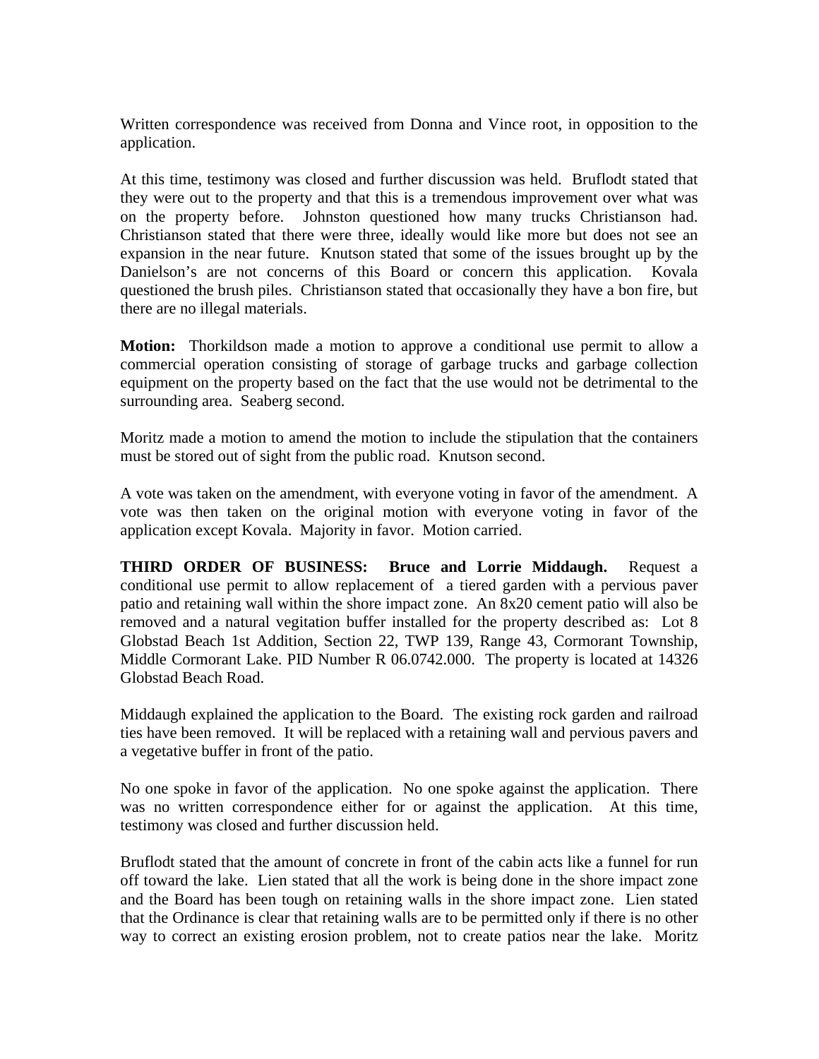Written correspondence was received from Donna and Vince root, in opposition to the application.

At this time, testimony was closed and further discussion was held. Bruflodt stated that they were out to the property and that this is a tremendous improvement over what was on the property before. Johnston questioned how many trucks Christianson had. Christianson stated that there were three, ideally would like more but does not see an expansion in the near future. Knutson stated that some of the issues brought up by the Danielson's are not concerns of this Board or concern this application. Kovala questioned the brush piles. Christianson stated that occasionally they have a bon fire, but there are no illegal materials.

**Motion:** Thorkildson made a motion to approve a conditional use permit to allow a commercial operation consisting of storage of garbage trucks and garbage collection equipment on the property based on the fact that the use would not be detrimental to the surrounding area. Seaberg second.

Moritz made a motion to amend the motion to include the stipulation that the containers must be stored out of sight from the public road. Knutson second.

A vote was taken on the amendment, with everyone voting in favor of the amendment. A vote was then taken on the original motion with everyone voting in favor of the application except Kovala. Majority in favor. Motion carried.

**THIRD ORDER OF BUSINESS: Bruce and Lorrie Middaugh.** Request a conditional use permit to allow replacement of a tiered garden with a pervious paver patio and retaining wall within the shore impact zone. An 8x20 cement patio will also be removed and a natural vegitation buffer installed for the property described as: Lot 8 Globstad Beach 1st Addition, Section 22, TWP 139, Range 43, Cormorant Township, Middle Cormorant Lake. PID Number R 06.0742.000. The property is located at 14326 Globstad Beach Road.

Middaugh explained the application to the Board. The existing rock garden and railroad ties have been removed. It will be replaced with a retaining wall and pervious pavers and a vegetative buffer in front of the patio.

No one spoke in favor of the application. No one spoke against the application. There was no written correspondence either for or against the application. At this time, testimony was closed and further discussion held.

Bruflodt stated that the amount of concrete in front of the cabin acts like a funnel for run off toward the lake. Lien stated that all the work is being done in the shore impact zone and the Board has been tough on retaining walls in the shore impact zone. Lien stated that the Ordinance is clear that retaining walls are to be permitted only if there is no other way to correct an existing erosion problem, not to create patios near the lake. Moritz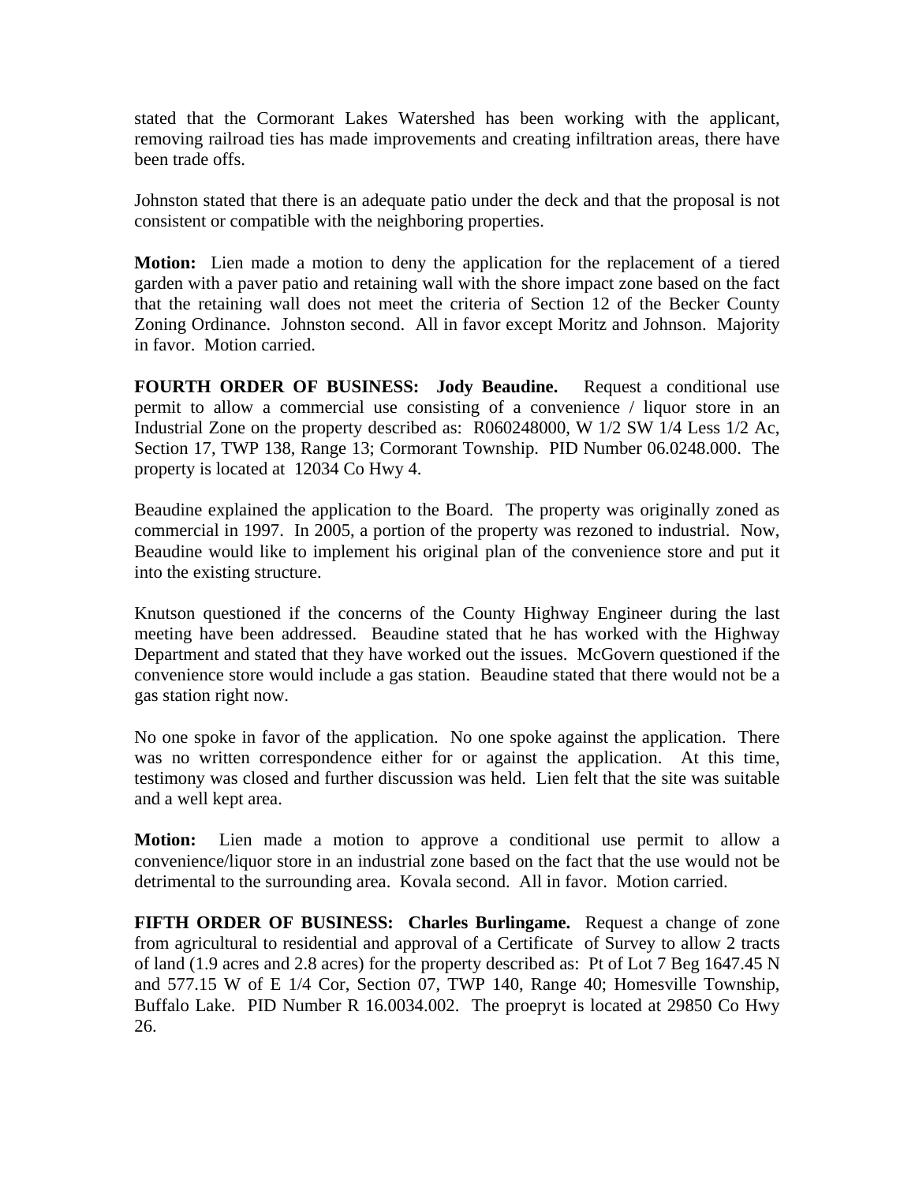stated that the Cormorant Lakes Watershed has been working with the applicant, removing railroad ties has made improvements and creating infiltration areas, there have been trade offs.

Johnston stated that there is an adequate patio under the deck and that the proposal is not consistent or compatible with the neighboring properties.

**Motion:** Lien made a motion to deny the application for the replacement of a tiered garden with a paver patio and retaining wall with the shore impact zone based on the fact that the retaining wall does not meet the criteria of Section 12 of the Becker County Zoning Ordinance. Johnston second. All in favor except Moritz and Johnson. Majority in favor. Motion carried.

**FOURTH ORDER OF BUSINESS: Jody Beaudine.** Request a conditional use permit to allow a commercial use consisting of a convenience / liquor store in an Industrial Zone on the property described as: R060248000, W 1/2 SW 1/4 Less 1/2 Ac, Section 17, TWP 138, Range 13; Cormorant Township. PID Number 06.0248.000. The property is located at 12034 Co Hwy 4.

Beaudine explained the application to the Board. The property was originally zoned as commercial in 1997. In 2005, a portion of the property was rezoned to industrial. Now, Beaudine would like to implement his original plan of the convenience store and put it into the existing structure.

Knutson questioned if the concerns of the County Highway Engineer during the last meeting have been addressed. Beaudine stated that he has worked with the Highway Department and stated that they have worked out the issues. McGovern questioned if the convenience store would include a gas station. Beaudine stated that there would not be a gas station right now.

No one spoke in favor of the application. No one spoke against the application. There was no written correspondence either for or against the application. At this time, testimony was closed and further discussion was held. Lien felt that the site was suitable and a well kept area.

**Motion:** Lien made a motion to approve a conditional use permit to allow a convenience/liquor store in an industrial zone based on the fact that the use would not be detrimental to the surrounding area. Kovala second. All in favor. Motion carried.

**FIFTH ORDER OF BUSINESS: Charles Burlingame.** Request a change of zone from agricultural to residential and approval of a Certificate of Survey to allow 2 tracts of land (1.9 acres and 2.8 acres) for the property described as: Pt of Lot 7 Beg 1647.45 N and 577.15 W of E 1/4 Cor, Section 07, TWP 140, Range 40; Homesville Township, Buffalo Lake. PID Number R 16.0034.002. The proepryt is located at 29850 Co Hwy 26.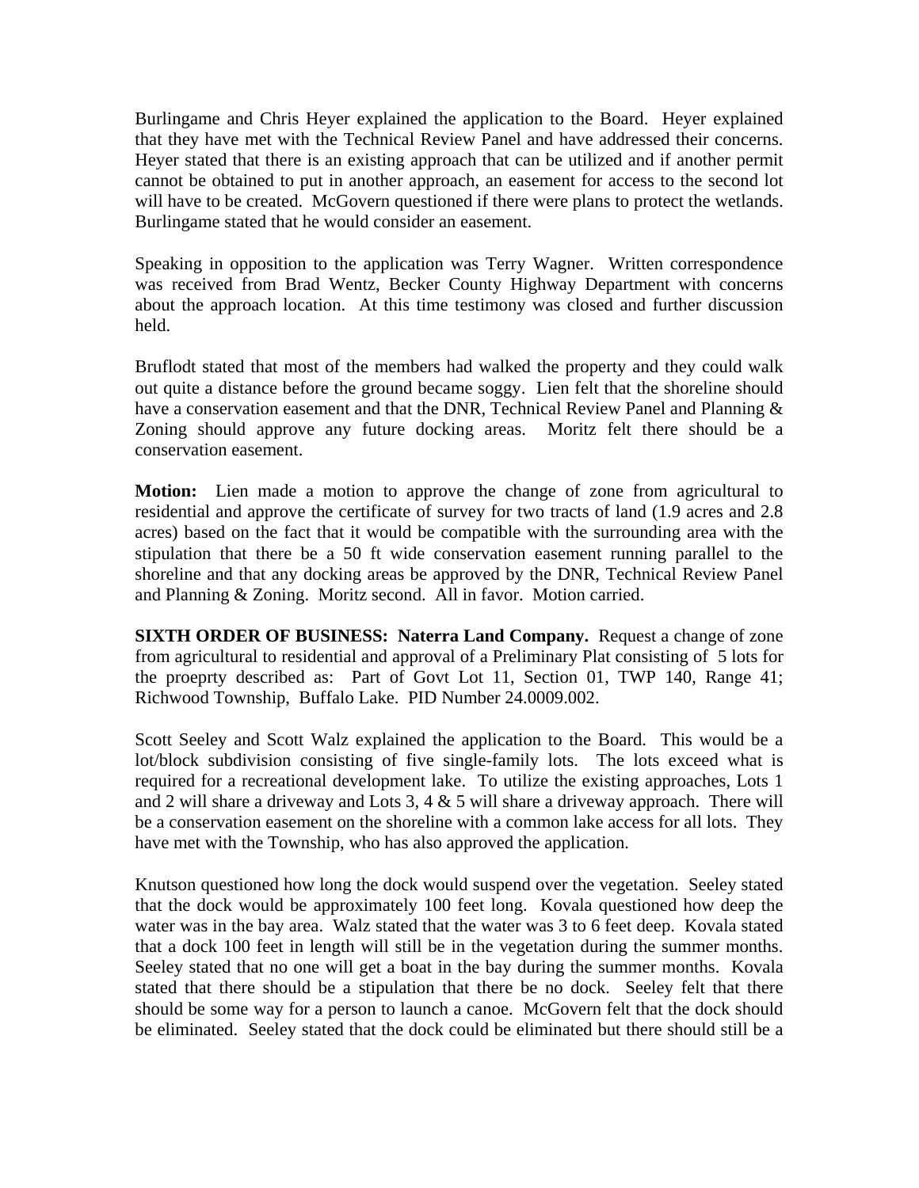Burlingame and Chris Heyer explained the application to the Board. Heyer explained that they have met with the Technical Review Panel and have addressed their concerns. Heyer stated that there is an existing approach that can be utilized and if another permit cannot be obtained to put in another approach, an easement for access to the second lot will have to be created. McGovern questioned if there were plans to protect the wetlands. Burlingame stated that he would consider an easement.

Speaking in opposition to the application was Terry Wagner. Written correspondence was received from Brad Wentz, Becker County Highway Department with concerns about the approach location. At this time testimony was closed and further discussion held.

Bruflodt stated that most of the members had walked the property and they could walk out quite a distance before the ground became soggy. Lien felt that the shoreline should have a conservation easement and that the DNR, Technical Review Panel and Planning & Zoning should approve any future docking areas. Moritz felt there should be a conservation easement.

**Motion:** Lien made a motion to approve the change of zone from agricultural to residential and approve the certificate of survey for two tracts of land (1.9 acres and 2.8 acres) based on the fact that it would be compatible with the surrounding area with the stipulation that there be a 50 ft wide conservation easement running parallel to the shoreline and that any docking areas be approved by the DNR, Technical Review Panel and Planning & Zoning. Moritz second. All in favor. Motion carried.

**SIXTH ORDER OF BUSINESS: Naterra Land Company.** Request a change of zone from agricultural to residential and approval of a Preliminary Plat consisting of 5 lots for the proeprty described as: Part of Govt Lot 11, Section 01, TWP 140, Range 41; Richwood Township, Buffalo Lake. PID Number 24.0009.002.

Scott Seeley and Scott Walz explained the application to the Board. This would be a lot/block subdivision consisting of five single-family lots. The lots exceed what is required for a recreational development lake. To utilize the existing approaches, Lots 1 and 2 will share a driveway and Lots 3, 4 & 5 will share a driveway approach. There will be a conservation easement on the shoreline with a common lake access for all lots. They have met with the Township, who has also approved the application.

Knutson questioned how long the dock would suspend over the vegetation. Seeley stated that the dock would be approximately 100 feet long. Kovala questioned how deep the water was in the bay area. Walz stated that the water was 3 to 6 feet deep. Kovala stated that a dock 100 feet in length will still be in the vegetation during the summer months. Seeley stated that no one will get a boat in the bay during the summer months. Kovala stated that there should be a stipulation that there be no dock. Seeley felt that there should be some way for a person to launch a canoe. McGovern felt that the dock should be eliminated. Seeley stated that the dock could be eliminated but there should still be a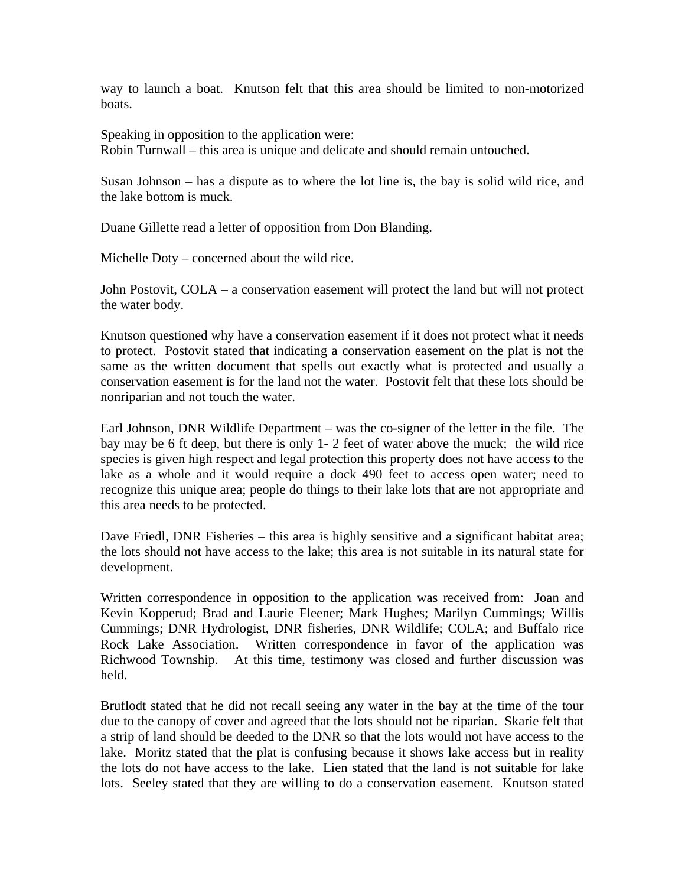way to launch a boat. Knutson felt that this area should be limited to non-motorized boats.

Speaking in opposition to the application were:
Robin Turnwall – this area is unique and delicate and should remain untouched.

Susan Johnson – has a dispute as to where the lot line is, the bay is solid wild rice, and the lake bottom is muck.

Duane Gillette read a letter of opposition from Don Blanding.

Michelle Doty – concerned about the wild rice.

John Postovit, COLA – a conservation easement will protect the land but will not protect the water body.

Knutson questioned why have a conservation easement if it does not protect what it needs to protect. Postovit stated that indicating a conservation easement on the plat is not the same as the written document that spells out exactly what is protected and usually a conservation easement is for the land not the water. Postovit felt that these lots should be nonriparian and not touch the water.

Earl Johnson, DNR Wildlife Department – was the co-signer of the letter in the file. The bay may be 6 ft deep, but there is only 1- 2 feet of water above the muck; the wild rice species is given high respect and legal protection this property does not have access to the lake as a whole and it would require a dock 490 feet to access open water; need to recognize this unique area; people do things to their lake lots that are not appropriate and this area needs to be protected.

Dave Friedl, DNR Fisheries – this area is highly sensitive and a significant habitat area; the lots should not have access to the lake; this area is not suitable in its natural state for development.

Written correspondence in opposition to the application was received from: Joan and Kevin Kopperud; Brad and Laurie Fleener; Mark Hughes; Marilyn Cummings; Willis Cummings; DNR Hydrologist, DNR fisheries, DNR Wildlife; COLA; and Buffalo rice Rock Lake Association. Written correspondence in favor of the application was Richwood Township. At this time, testimony was closed and further discussion was held.

Bruflodt stated that he did not recall seeing any water in the bay at the time of the tour due to the canopy of cover and agreed that the lots should not be riparian. Skarie felt that a strip of land should be deeded to the DNR so that the lots would not have access to the lake. Moritz stated that the plat is confusing because it shows lake access but in reality the lots do not have access to the lake. Lien stated that the land is not suitable for lake lots. Seeley stated that they are willing to do a conservation easement. Knutson stated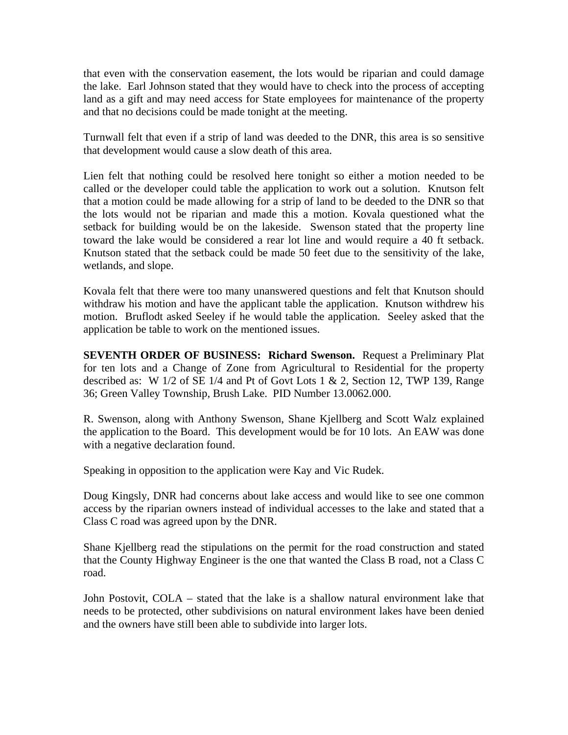that even with the conservation easement, the lots would be riparian and could damage the lake. Earl Johnson stated that they would have to check into the process of accepting land as a gift and may need access for State employees for maintenance of the property and that no decisions could be made tonight at the meeting.

Turnwall felt that even if a strip of land was deeded to the DNR, this area is so sensitive that development would cause a slow death of this area.

Lien felt that nothing could be resolved here tonight so either a motion needed to be called or the developer could table the application to work out a solution. Knutson felt that a motion could be made allowing for a strip of land to be deeded to the DNR so that the lots would not be riparian and made this a motion. Kovala questioned what the setback for building would be on the lakeside. Swenson stated that the property line toward the lake would be considered a rear lot line and would require a 40 ft setback. Knutson stated that the setback could be made 50 feet due to the sensitivity of the lake, wetlands, and slope.

Kovala felt that there were too many unanswered questions and felt that Knutson should withdraw his motion and have the applicant table the application. Knutson withdrew his motion. Bruflodt asked Seeley if he would table the application. Seeley asked that the application be table to work on the mentioned issues.

**SEVENTH ORDER OF BUSINESS: Richard Swenson.** Request a Preliminary Plat for ten lots and a Change of Zone from Agricultural to Residential for the property described as: W 1/2 of SE 1/4 and Pt of Govt Lots 1 & 2, Section 12, TWP 139, Range 36; Green Valley Township, Brush Lake. PID Number 13.0062.000.

R. Swenson, along with Anthony Swenson, Shane Kjellberg and Scott Walz explained the application to the Board. This development would be for 10 lots. An EAW was done with a negative declaration found.

Speaking in opposition to the application were Kay and Vic Rudek.

Doug Kingsly, DNR had concerns about lake access and would like to see one common access by the riparian owners instead of individual accesses to the lake and stated that a Class C road was agreed upon by the DNR.

Shane Kjellberg read the stipulations on the permit for the road construction and stated that the County Highway Engineer is the one that wanted the Class B road, not a Class C road.

John Postovit, COLA – stated that the lake is a shallow natural environment lake that needs to be protected, other subdivisions on natural environment lakes have been denied and the owners have still been able to subdivide into larger lots.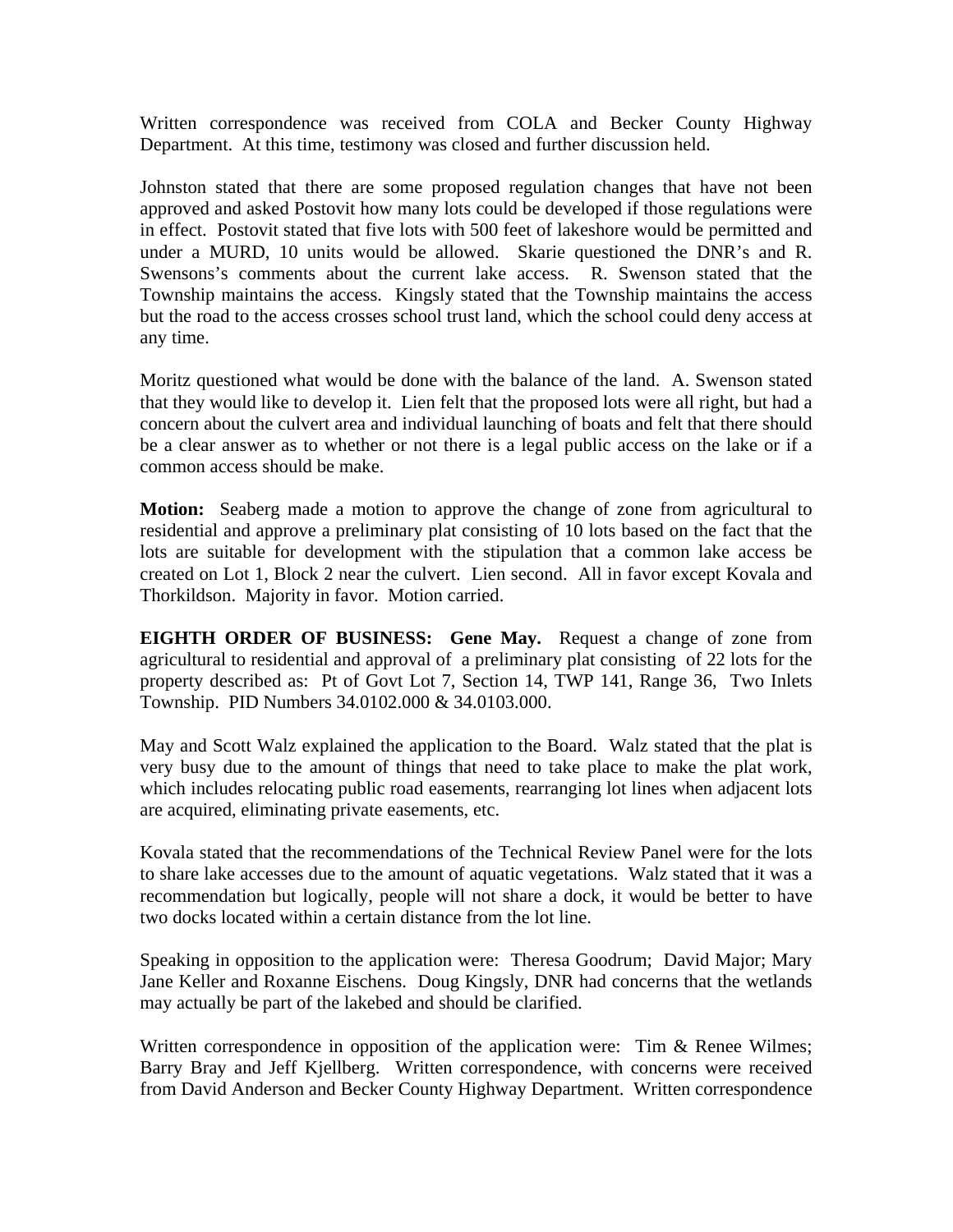Written correspondence was received from COLA and Becker County Highway Department. At this time, testimony was closed and further discussion held.

Johnston stated that there are some proposed regulation changes that have not been approved and asked Postovit how many lots could be developed if those regulations were in effect. Postovit stated that five lots with 500 feet of lakeshore would be permitted and under a MURD, 10 units would be allowed. Skarie questioned the DNR's and R. Swensons's comments about the current lake access. R. Swenson stated that the Township maintains the access. Kingsly stated that the Township maintains the access but the road to the access crosses school trust land, which the school could deny access at any time.

Moritz questioned what would be done with the balance of the land. A. Swenson stated that they would like to develop it. Lien felt that the proposed lots were all right, but had a concern about the culvert area and individual launching of boats and felt that there should be a clear answer as to whether or not there is a legal public access on the lake or if a common access should be make.

**Motion:** Seaberg made a motion to approve the change of zone from agricultural to residential and approve a preliminary plat consisting of 10 lots based on the fact that the lots are suitable for development with the stipulation that a common lake access be created on Lot 1, Block 2 near the culvert. Lien second. All in favor except Kovala and Thorkildson. Majority in favor. Motion carried.

**EIGHTH ORDER OF BUSINESS: Gene May.** Request a change of zone from agricultural to residential and approval of a preliminary plat consisting of 22 lots for the property described as: Pt of Govt Lot 7, Section 14, TWP 141, Range 36, Two Inlets Township. PID Numbers 34.0102.000 & 34.0103.000.

May and Scott Walz explained the application to the Board. Walz stated that the plat is very busy due to the amount of things that need to take place to make the plat work, which includes relocating public road easements, rearranging lot lines when adjacent lots are acquired, eliminating private easements, etc.

Kovala stated that the recommendations of the Technical Review Panel were for the lots to share lake accesses due to the amount of aquatic vegetations. Walz stated that it was a recommendation but logically, people will not share a dock, it would be better to have two docks located within a certain distance from the lot line.

Speaking in opposition to the application were: Theresa Goodrum; David Major; Mary Jane Keller and Roxanne Eischens. Doug Kingsly, DNR had concerns that the wetlands may actually be part of the lakebed and should be clarified.

Written correspondence in opposition of the application were: Tim & Renee Wilmes; Barry Bray and Jeff Kjellberg. Written correspondence, with concerns were received from David Anderson and Becker County Highway Department. Written correspondence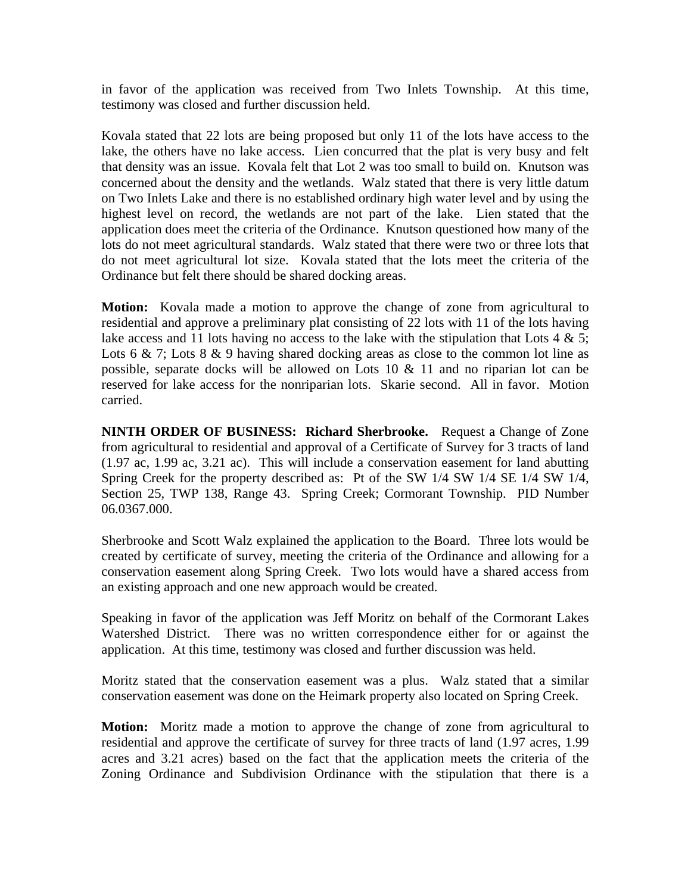in favor of the application was received from Two Inlets Township. At this time, testimony was closed and further discussion held.

Kovala stated that 22 lots are being proposed but only 11 of the lots have access to the lake, the others have no lake access. Lien concurred that the plat is very busy and felt that density was an issue. Kovala felt that Lot 2 was too small to build on. Knutson was concerned about the density and the wetlands. Walz stated that there is very little datum on Two Inlets Lake and there is no established ordinary high water level and by using the highest level on record, the wetlands are not part of the lake. Lien stated that the application does meet the criteria of the Ordinance. Knutson questioned how many of the lots do not meet agricultural standards. Walz stated that there were two or three lots that do not meet agricultural lot size. Kovala stated that the lots meet the criteria of the Ordinance but felt there should be shared docking areas.

**Motion:** Kovala made a motion to approve the change of zone from agricultural to residential and approve a preliminary plat consisting of 22 lots with 11 of the lots having lake access and 11 lots having no access to the lake with the stipulation that Lots 4 & 5; Lots 6 & 7; Lots 8 & 9 having shared docking areas as close to the common lot line as possible, separate docks will be allowed on Lots 10 & 11 and no riparian lot can be reserved for lake access for the nonriparian lots. Skarie second. All in favor. Motion carried.

**NINTH ORDER OF BUSINESS: Richard Sherbrooke.** Request a Change of Zone from agricultural to residential and approval of a Certificate of Survey for 3 tracts of land (1.97 ac, 1.99 ac, 3.21 ac). This will include a conservation easement for land abutting Spring Creek for the property described as: Pt of the SW 1/4 SW 1/4 SE 1/4 SW 1/4, Section 25, TWP 138, Range 43. Spring Creek; Cormorant Township. PID Number 06.0367.000.

Sherbrooke and Scott Walz explained the application to the Board. Three lots would be created by certificate of survey, meeting the criteria of the Ordinance and allowing for a conservation easement along Spring Creek. Two lots would have a shared access from an existing approach and one new approach would be created.

Speaking in favor of the application was Jeff Moritz on behalf of the Cormorant Lakes Watershed District. There was no written correspondence either for or against the application. At this time, testimony was closed and further discussion was held.

Moritz stated that the conservation easement was a plus. Walz stated that a similar conservation easement was done on the Heimark property also located on Spring Creek.

**Motion:** Moritz made a motion to approve the change of zone from agricultural to residential and approve the certificate of survey for three tracts of land (1.97 acres, 1.99 acres and 3.21 acres) based on the fact that the application meets the criteria of the Zoning Ordinance and Subdivision Ordinance with the stipulation that there is a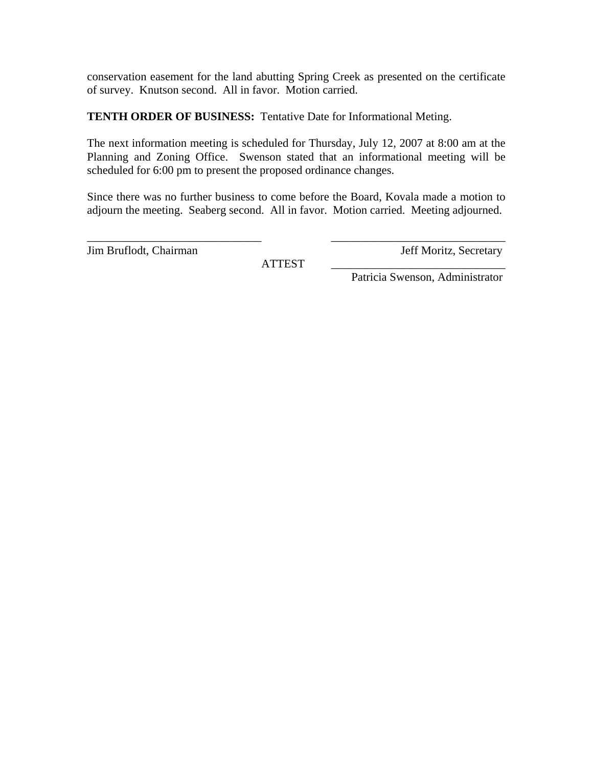conservation easement for the land abutting Spring Creek as presented on the certificate of survey. Knutson second. All in favor. Motion carried.

**TENTH ORDER OF BUSINESS:** Tentative Date for Informational Meting.

The next information meeting is scheduled for Thursday, July 12, 2007 at 8:00 am at the Planning and Zoning Office. Swenson stated that an informational meeting will be scheduled for 6:00 pm to present the proposed ordinance changes.

Since there was no further business to come before the Board, Kovala made a motion to adjourn the meeting. Seaberg second. All in favor. Motion carried. Meeting adjourned.

______________________________
Jim Bruflodt, Chairman

______________________________
Jeff Moritz, Secretary

ATTEST ______________________________
Patricia Swenson, Administrator